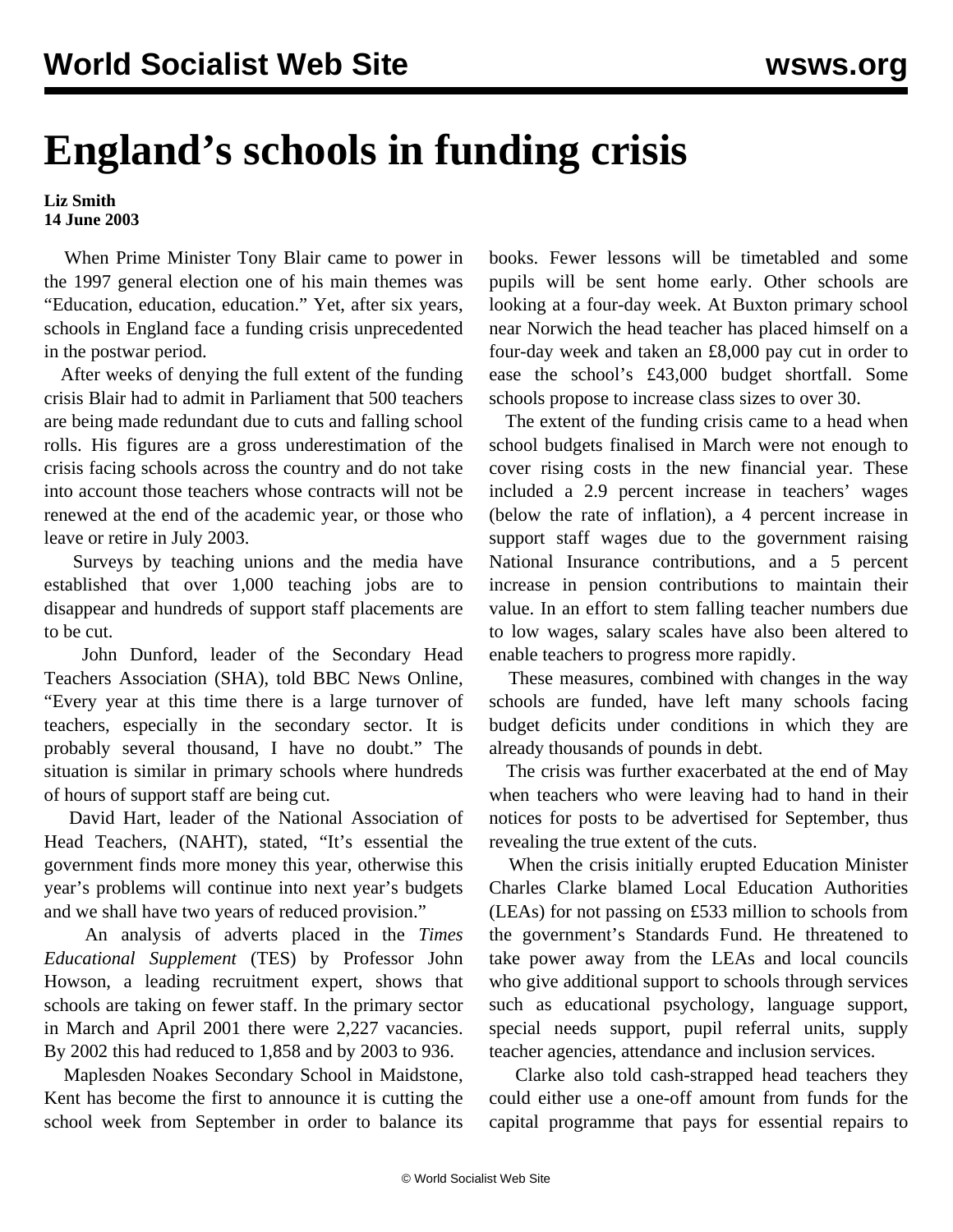# England's schools in funding crisis

**Liz Smith**
**14 June 2003**

When Prime Minister Tony Blair came to power in the 1997 general election one of his main themes was "Education, education, education." Yet, after six years, schools in England face a funding crisis unprecedented in the postwar period.

After weeks of denying the full extent of the funding crisis Blair had to admit in Parliament that 500 teachers are being made redundant due to cuts and falling school rolls. His figures are a gross underestimation of the crisis facing schools across the country and do not take into account those teachers whose contracts will not be renewed at the end of the academic year, or those who leave or retire in July 2003.

Surveys by teaching unions and the media have established that over 1,000 teaching jobs are to disappear and hundreds of support staff placements are to be cut.

John Dunford, leader of the Secondary Head Teachers Association (SHA), told BBC News Online, "Every year at this time there is a large turnover of teachers, especially in the secondary sector. It is probably several thousand, I have no doubt." The situation is similar in primary schools where hundreds of hours of support staff are being cut.

David Hart, leader of the National Association of Head Teachers, (NAHT), stated, "It's essential the government finds more money this year, otherwise this year's problems will continue into next year's budgets and we shall have two years of reduced provision."

An analysis of adverts placed in the *Times Educational Supplement* (TES) by Professor John Howson, a leading recruitment expert, shows that schools are taking on fewer staff. In the primary sector in March and April 2001 there were 2,227 vacancies. By 2002 this had reduced to 1,858 and by 2003 to 936.

Maplesden Noakes Secondary School in Maidstone, Kent has become the first to announce it is cutting the school week from September in order to balance its books. Fewer lessons will be timetabled and some pupils will be sent home early. Other schools are looking at a four-day week. At Buxton primary school near Norwich the head teacher has placed himself on a four-day week and taken an £8,000 pay cut in order to ease the school's £43,000 budget shortfall. Some schools propose to increase class sizes to over 30.

The extent of the funding crisis came to a head when school budgets finalised in March were not enough to cover rising costs in the new financial year. These included a 2.9 percent increase in teachers' wages (below the rate of inflation), a 4 percent increase in support staff wages due to the government raising National Insurance contributions, and a 5 percent increase in pension contributions to maintain their value. In an effort to stem falling teacher numbers due to low wages, salary scales have also been altered to enable teachers to progress more rapidly.

These measures, combined with changes in the way schools are funded, have left many schools facing budget deficits under conditions in which they are already thousands of pounds in debt.

The crisis was further exacerbated at the end of May when teachers who were leaving had to hand in their notices for posts to be advertised for September, thus revealing the true extent of the cuts.

When the crisis initially erupted Education Minister Charles Clarke blamed Local Education Authorities (LEAs) for not passing on £533 million to schools from the government's Standards Fund. He threatened to take power away from the LEAs and local councils who give additional support to schools through services such as educational psychology, language support, special needs support, pupil referral units, supply teacher agencies, attendance and inclusion services.

Clarke also told cash-strapped head teachers they could either use a one-off amount from funds for the capital programme that pays for essential repairs to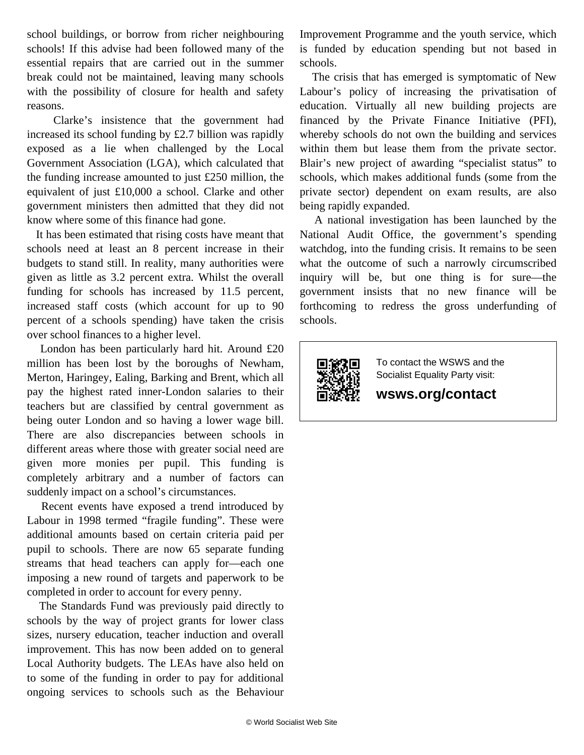school buildings, or borrow from richer neighbouring schools! If this advise had been followed many of the essential repairs that are carried out in the summer break could not be maintained, leaving many schools with the possibility of closure for health and safety reasons.

Clarke's insistence that the government had increased its school funding by £2.7 billion was rapidly exposed as a lie when challenged by the Local Government Association (LGA), which calculated that the funding increase amounted to just £250 million, the equivalent of just £10,000 a school. Clarke and other government ministers then admitted that they did not know where some of this finance had gone.

It has been estimated that rising costs have meant that schools need at least an 8 percent increase in their budgets to stand still. In reality, many authorities were given as little as 3.2 percent extra. Whilst the overall funding for schools has increased by 11.5 percent, increased staff costs (which account for up to 90 percent of a schools spending) have taken the crisis over school finances to a higher level.

London has been particularly hard hit. Around £20 million has been lost by the boroughs of Newham, Merton, Haringey, Ealing, Barking and Brent, which all pay the highest rated inner-London salaries to their teachers but are classified by central government as being outer London and so having a lower wage bill. There are also discrepancies between schools in different areas where those with greater social need are given more monies per pupil. This funding is completely arbitrary and a number of factors can suddenly impact on a school's circumstances.

Recent events have exposed a trend introduced by Labour in 1998 termed "fragile funding". These were additional amounts based on certain criteria paid per pupil to schools. There are now 65 separate funding streams that head teachers can apply for—each one imposing a new round of targets and paperwork to be completed in order to account for every penny.

The Standards Fund was previously paid directly to schools by the way of project grants for lower class sizes, nursery education, teacher induction and overall improvement. This has now been added on to general Local Authority budgets. The LEAs have also held on to some of the funding in order to pay for additional ongoing services to schools such as the Behaviour Improvement Programme and the youth service, which is funded by education spending but not based in schools.

The crisis that has emerged is symptomatic of New Labour's policy of increasing the privatisation of education. Virtually all new building projects are financed by the Private Finance Initiative (PFI), whereby schools do not own the building and services within them but lease them from the private sector. Blair's new project of awarding "specialist status" to schools, which makes additional funds (some from the private sector) dependent on exam results, are also being rapidly expanded.

A national investigation has been launched by the National Audit Office, the government's spending watchdog, into the funding crisis. It remains to be seen what the outcome of such a narrowly circumscribed inquiry will be, but one thing is for sure—the government insists that no new finance will be forthcoming to redress the gross underfunding of schools.

To contact the WSWS and the Socialist Equality Party visit:

**wsws.org/contact**